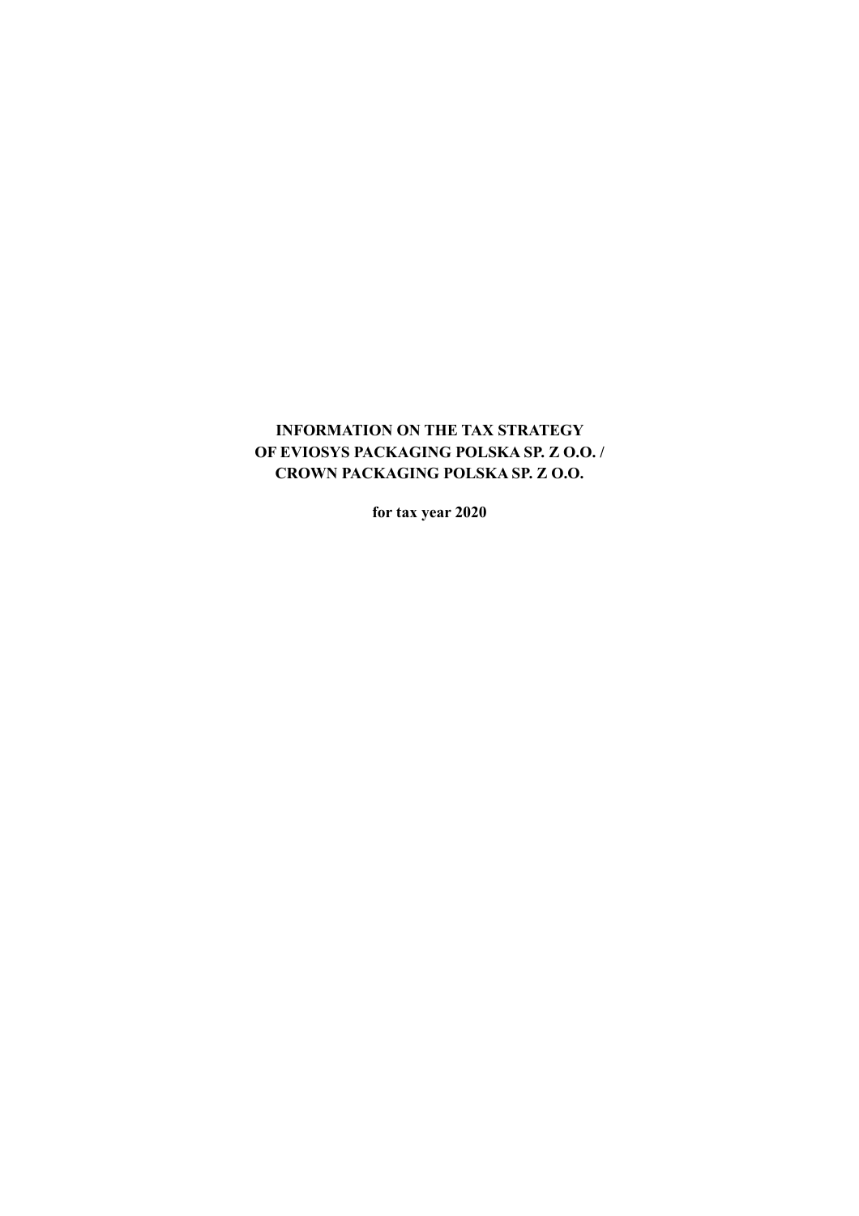# INFORMATION ON THE TAX STRATEGY OF EVIOSYS PACKAGING POLSKA SP. Z O.O. / CROWN PACKAGING POLSKA SP. Z O.O.

**for tax year 2020**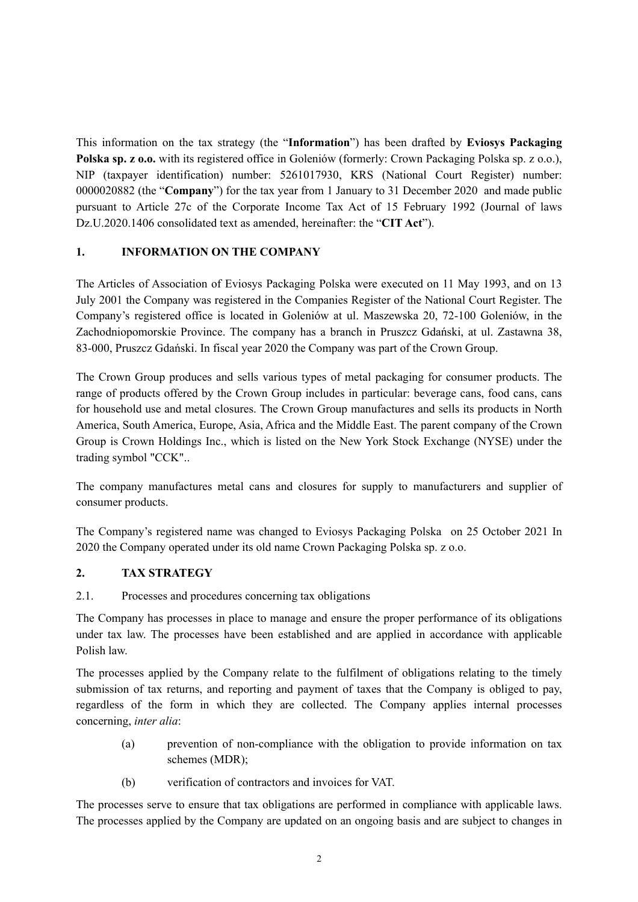This information on the tax strategy (the "**Information**") has been drafted by **Eviosys Packaging Polska sp. z o.o.** with its registered office in Goleniów (formerly: Crown Packaging Polska sp. z o.o.), NIP (taxpayer identification) number: 5261017930, KRS (National Court Register) number: 0000020882 (the "**Company**") for the tax year from 1 January to 31 December 2020 and made public pursuant to Article 27c of the Corporate Income Tax Act of 15 February 1992 (Journal of laws Dz.U.2020.1406 consolidated text as amended, hereinafter: the "**CIT Act**").

## 1. INFORMATION ON THE COMPANY

The Articles of Association of Eviosys Packaging Polska were executed on 11 May 1993, and on 13 July 2001 the Company was registered in the Companies Register of the National Court Register. The Company's registered office is located in Goleniów at ul. Maszewska 20, 72-100 Goleniów, in the Zachodniopomorskie Province. The company has a branch in Pruszcz Gdański, at ul. Zastawna 38, 83-000, Pruszcz Gdański. In fiscal year 2020 the Company was part of the Crown Group.

The Crown Group produces and sells various types of metal packaging for consumer products. The range of products offered by the Crown Group includes in particular: beverage cans, food cans, cans for household use and metal closures. The Crown Group manufactures and sells its products in North America, South America, Europe, Asia, Africa and the Middle East. The parent company of the Crown Group is Crown Holdings Inc., which is listed on the New York Stock Exchange (NYSE) under the trading symbol "CCK"..

The company manufactures metal cans and closures for supply to manufacturers and supplier of consumer products.

The Company's registered name was changed to Eviosys Packaging Polska on 25 October 2021 In 2020 the Company operated under its old name Crown Packaging Polska sp. z o.o.

## 2. TAX STRATEGY

### 2.1. Processes and procedures concerning tax obligations

The Company has processes in place to manage and ensure the proper performance of its obligations under tax law. The processes have been established and are applied in accordance with applicable Polish law.

The processes applied by the Company relate to the fulfilment of obligations relating to the timely submission of tax returns, and reporting and payment of taxes that the Company is obliged to pay, regardless of the form in which they are collected. The Company applies internal processes concerning, *inter alia*:

(a) prevention of non-compliance with the obligation to provide information on tax schemes (MDR);

(b) verification of contractors and invoices for VAT.

The processes serve to ensure that tax obligations are performed in compliance with applicable laws. The processes applied by the Company are updated on an ongoing basis and are subject to changes in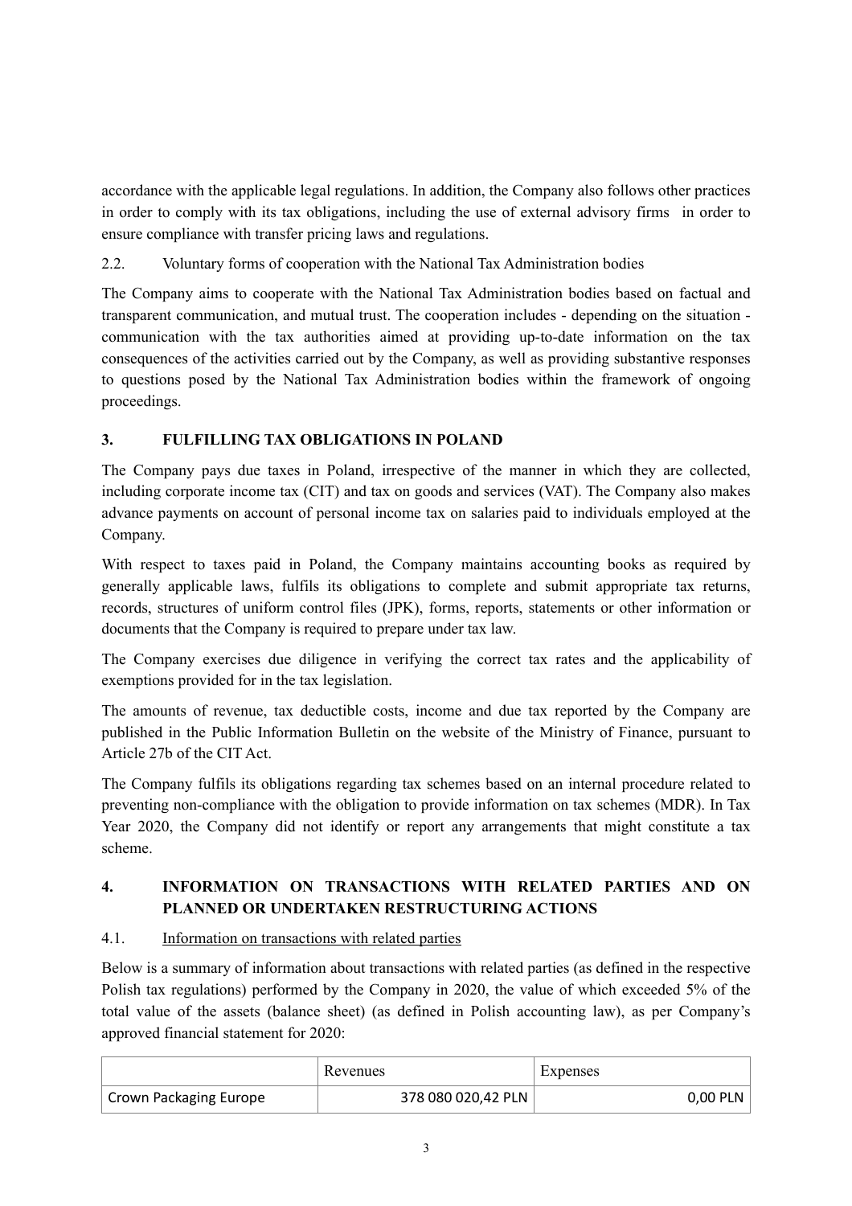accordance with the applicable legal regulations. In addition, the Company also follows other practices in order to comply with its tax obligations, including the use of external advisory firms in order to ensure compliance with transfer pricing laws and regulations.

### 2.2. Voluntary forms of cooperation with the National Tax Administration bodies

The Company aims to cooperate with the National Tax Administration bodies based on factual and transparent communication, and mutual trust. The cooperation includes - depending on the situation - communication with the tax authorities aimed at providing up-to-date information on the tax consequences of the activities carried out by the Company, as well as providing substantive responses to questions posed by the National Tax Administration bodies within the framework of ongoing proceedings.

## 3. FULFILLING TAX OBLIGATIONS IN POLAND

The Company pays due taxes in Poland, irrespective of the manner in which they are collected, including corporate income tax (CIT) and tax on goods and services (VAT). The Company also makes advance payments on account of personal income tax on salaries paid to individuals employed at the Company.

With respect to taxes paid in Poland, the Company maintains accounting books as required by generally applicable laws, fulfils its obligations to complete and submit appropriate tax returns, records, structures of uniform control files (JPK), forms, reports, statements or other information or documents that the Company is required to prepare under tax law.

The Company exercises due diligence in verifying the correct tax rates and the applicability of exemptions provided for in the tax legislation.

The amounts of revenue, tax deductible costs, income and due tax reported by the Company are published in the Public Information Bulletin on the website of the Ministry of Finance, pursuant to Article 27b of the CIT Act.

The Company fulfils its obligations regarding tax schemes based on an internal procedure related to preventing non-compliance with the obligation to provide information on tax schemes (MDR). In Tax Year 2020, the Company did not identify or report any arrangements that might constitute a tax scheme.

## 4. INFORMATION ON TRANSACTIONS WITH RELATED PARTIES AND ON PLANNED OR UNDERTAKEN RESTRUCTURING ACTIONS

### 4.1. Information on transactions with related parties

Below is a summary of information about transactions with related parties (as defined in the respective Polish tax regulations) performed by the Company in 2020, the value of which exceeded 5% of the total value of the assets (balance sheet) (as defined in Polish accounting law), as per Company's approved financial statement for 2020:

| | Revenues | Expenses |
|---|---|---|
| Crown Packaging Europe | 378 080 020,42 PLN | 0,00 PLN |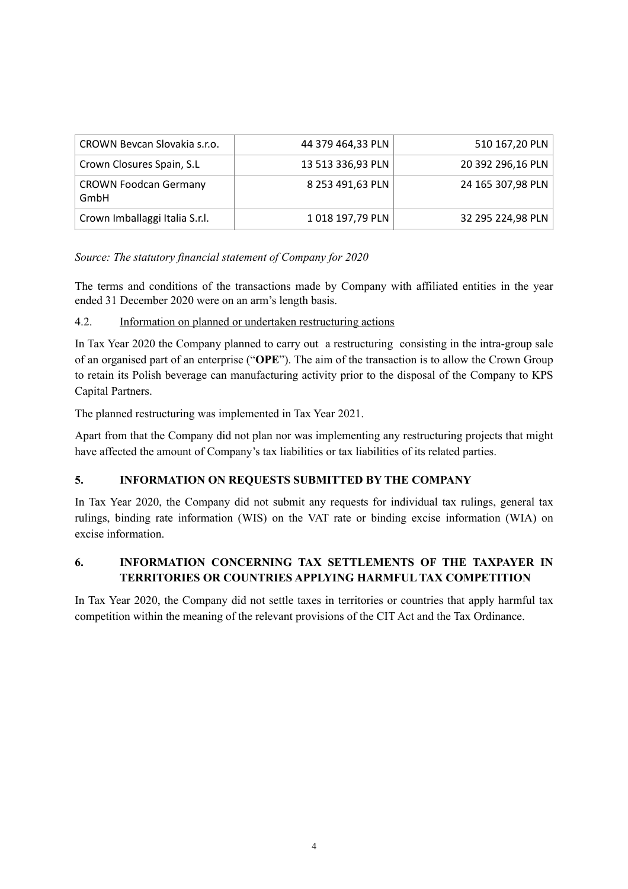| | | |
|---|---|---|
| CROWN Bevcan Slovakia s.r.o. | 44 379 464,33 PLN | 510 167,20 PLN |
| Crown Closures Spain, S.L | 13 513 336,93 PLN | 20 392 296,16 PLN |
| CROWN Foodcan Germany GmbH | 8 253 491,63 PLN | 24 165 307,98 PLN |
| Crown Imballaggi Italia S.r.l. | 1 018 197,79 PLN | 32 295 224,98 PLN |

*Source: The statutory financial statement of Company for 2020*

The terms and conditions of the transactions made by Company with affiliated entities in the year ended 31 December 2020 were on an arm's length basis.

4.2. Information on planned or undertaken restructuring actions

In Tax Year 2020 the Company planned to carry out a restructuring consisting in the intra-group sale of an organised part of an enterprise ("**OPE**"). The aim of the transaction is to allow the Crown Group to retain its Polish beverage can manufacturing activity prior to the disposal of the Company to KPS Capital Partners.

The planned restructuring was implemented in Tax Year 2021.

Apart from that the Company did not plan nor was implementing any restructuring projects that might have affected the amount of Company's tax liabilities or tax liabilities of its related parties.

## 5. INFORMATION ON REQUESTS SUBMITTED BY THE COMPANY

In Tax Year 2020, the Company did not submit any requests for individual tax rulings, general tax rulings, binding rate information (WIS) on the VAT rate or binding excise information (WIA) on excise information.

## 6. INFORMATION CONCERNING TAX SETTLEMENTS OF THE TAXPAYER IN TERRITORIES OR COUNTRIES APPLYING HARMFUL TAX COMPETITION

In Tax Year 2020, the Company did not settle taxes in territories or countries that apply harmful tax competition within the meaning of the relevant provisions of the CIT Act and the Tax Ordinance.